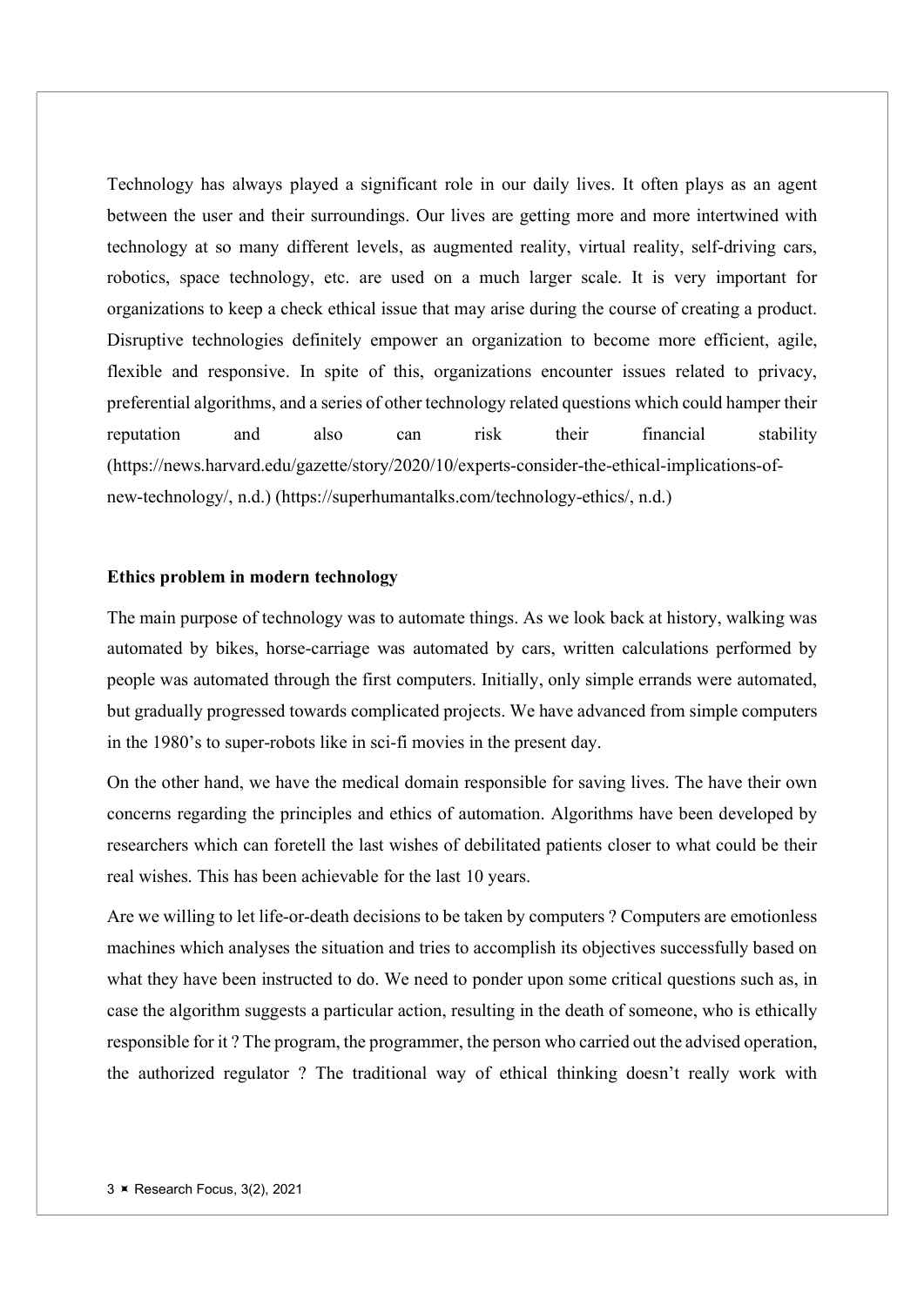Technology has always played a significant role in our daily lives. It often plays as an agent between the user and their surroundings. Our lives are getting more and more intertwined with technology at so many different levels, as augmented reality, virtual reality, self-driving cars, robotics, space technology, etc. are used on a much larger scale. It is very important for organizations to keep a check ethical issue that may arise during the course of creating a product. Disruptive technologies definitely empower an organization to become more efficient, agile, flexible and responsive. In spite of this, organizations encounter issues related to privacy, preferential algorithms, and a series of other technology related questions which could hamper their reputation and also can risk their financial stability (https://news.harvard.edu/gazette/story/2020/10/experts-consider-the-ethical-implications-of-new-technology/, n.d.) (https://superhumantalks.com/technology-ethics/, n.d.)

**Ethics problem in modern technology**

The main purpose of technology was to automate things. As we look back at history, walking was automated by bikes, horse-carriage was automated by cars, written calculations performed by people was automated through the first computers. Initially, only simple errands were automated, but gradually progressed towards complicated projects. We have advanced from simple computers in the 1980's to super-robots like in sci-fi movies in the present day.

On the other hand, we have the medical domain responsible for saving lives. The have their own concerns regarding the principles and ethics of automation. Algorithms have been developed by researchers which can foretell the last wishes of debilitated patients closer to what could be their real wishes. This has been achievable for the last 10 years.

Are we willing to let life-or-death decisions to be taken by computers ? Computers are emotionless machines which analyses the situation and tries to accomplish its objectives successfully based on what they have been instructed to do. We need to ponder upon some critical questions such as, in case the algorithm suggests a particular action, resulting in the death of someone, who is ethically responsible for it ? The program, the programmer, the person who carried out the advised operation, the authorized regulator ? The traditional way of ethical thinking doesn't really work with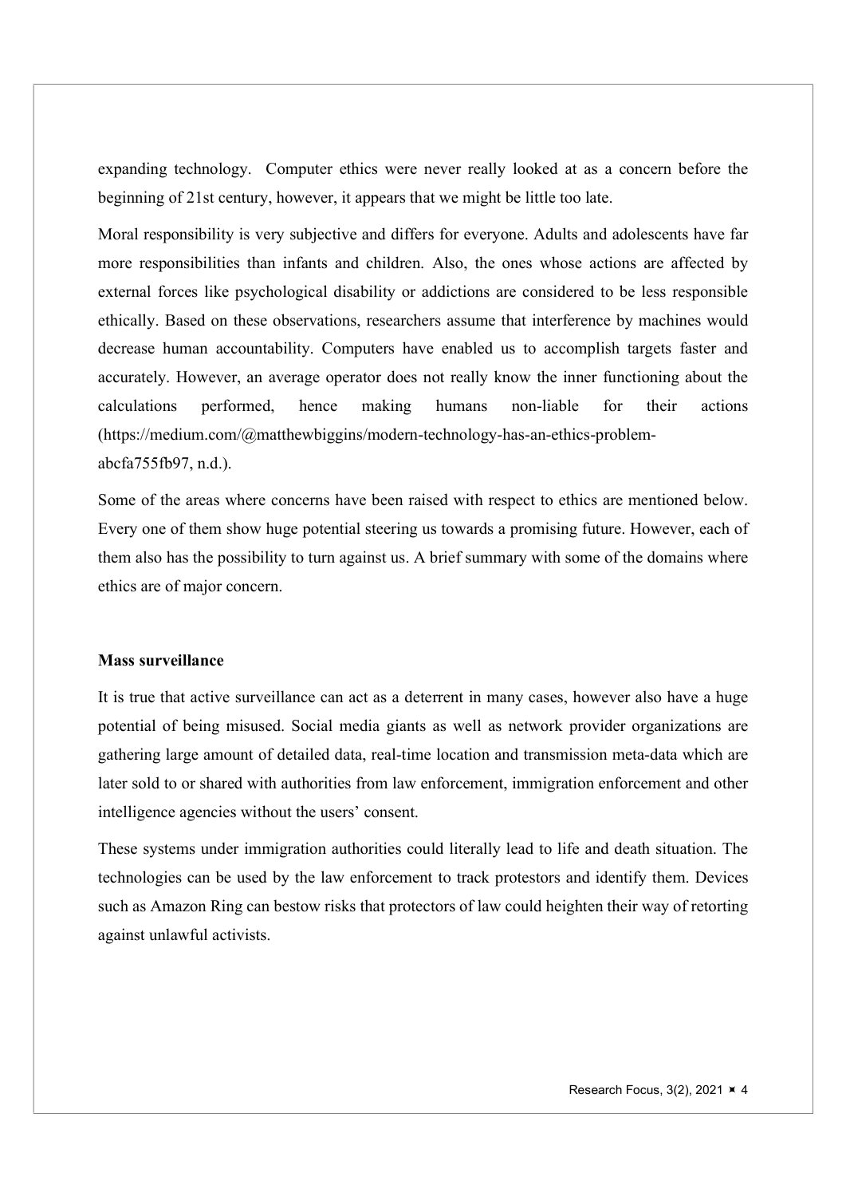expanding technology. Computer ethics were never really looked at as a concern before the beginning of 21st century, however, it appears that we might be little too late.

Moral responsibility is very subjective and differs for everyone. Adults and adolescents have far more responsibilities than infants and children. Also, the ones whose actions are affected by external forces like psychological disability or addictions are considered to be less responsible ethically. Based on these observations, researchers assume that interference by machines would decrease human accountability. Computers have enabled us to accomplish targets faster and accurately. However, an average operator does not really know the inner functioning about the calculations performed, hence making humans non-liable for their actions (https://medium.com/@matthewbiggins/modern-technology-has-an-ethics-problem-abcfa755fb97, n.d.).

Some of the areas where concerns have been raised with respect to ethics are mentioned below. Every one of them show huge potential steering us towards a promising future. However, each of them also has the possibility to turn against us. A brief summary with some of the domains where ethics are of major concern.

**Mass surveillance**

It is true that active surveillance can act as a deterrent in many cases, however also have a huge potential of being misused. Social media giants as well as network provider organizations are gathering large amount of detailed data, real-time location and transmission meta-data which are later sold to or shared with authorities from law enforcement, immigration enforcement and other intelligence agencies without the users' consent.

These systems under immigration authorities could literally lead to life and death situation. The technologies can be used by the law enforcement to track protestors and identify them. Devices such as Amazon Ring can bestow risks that protectors of law could heighten their way of retorting against unlawful activists.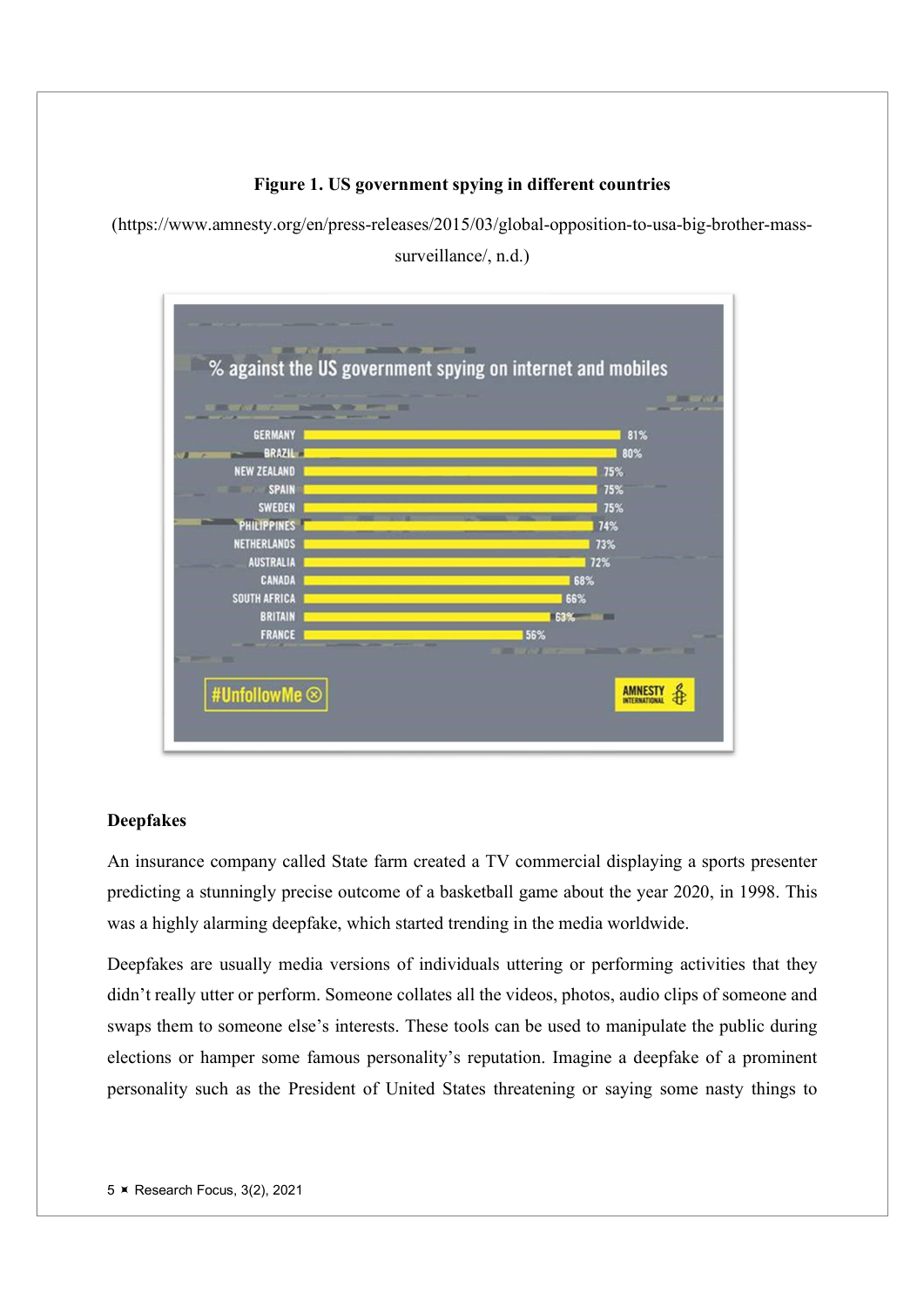**Figure 1. US government spying in different countries**

(https://www.amnesty.org/en/press-releases/2015/03/global-opposition-to-usa-big-brother-mass-surveillance/, n.d.)

% against the US government spying on internet and mobiles

| Country | % |
| --- | --- |
| GERMANY | 81% |
| BRAZIL | 80% |
| NEW ZEALAND | 75% |
| SPAIN | 75% |
| SWEDEN | 75% |
| PHILIPPINES | 74% |
| NETHERLANDS | 73% |
| AUSTRALIA | 72% |
| CANADA | 68% |
| SOUTH AFRICA | 66% |
| BRITAIN | 63% |
| FRANCE | 56% |

#UnfollowMe

AMNESTY INTERNATIONAL

**Deepfakes**

An insurance company called State farm created a TV commercial displaying a sports presenter predicting a stunningly precise outcome of a basketball game about the year 2020, in 1998. This was a highly alarming deepfake, which started trending in the media worldwide.

Deepfakes are usually media versions of individuals uttering or performing activities that they didn't really utter or perform. Someone collates all the videos, photos, audio clips of someone and swaps them to someone else's interests. These tools can be used to manipulate the public during elections or hamper some famous personality's reputation. Imagine a deepfake of a prominent personality such as the President of United States threatening or saying some nasty things to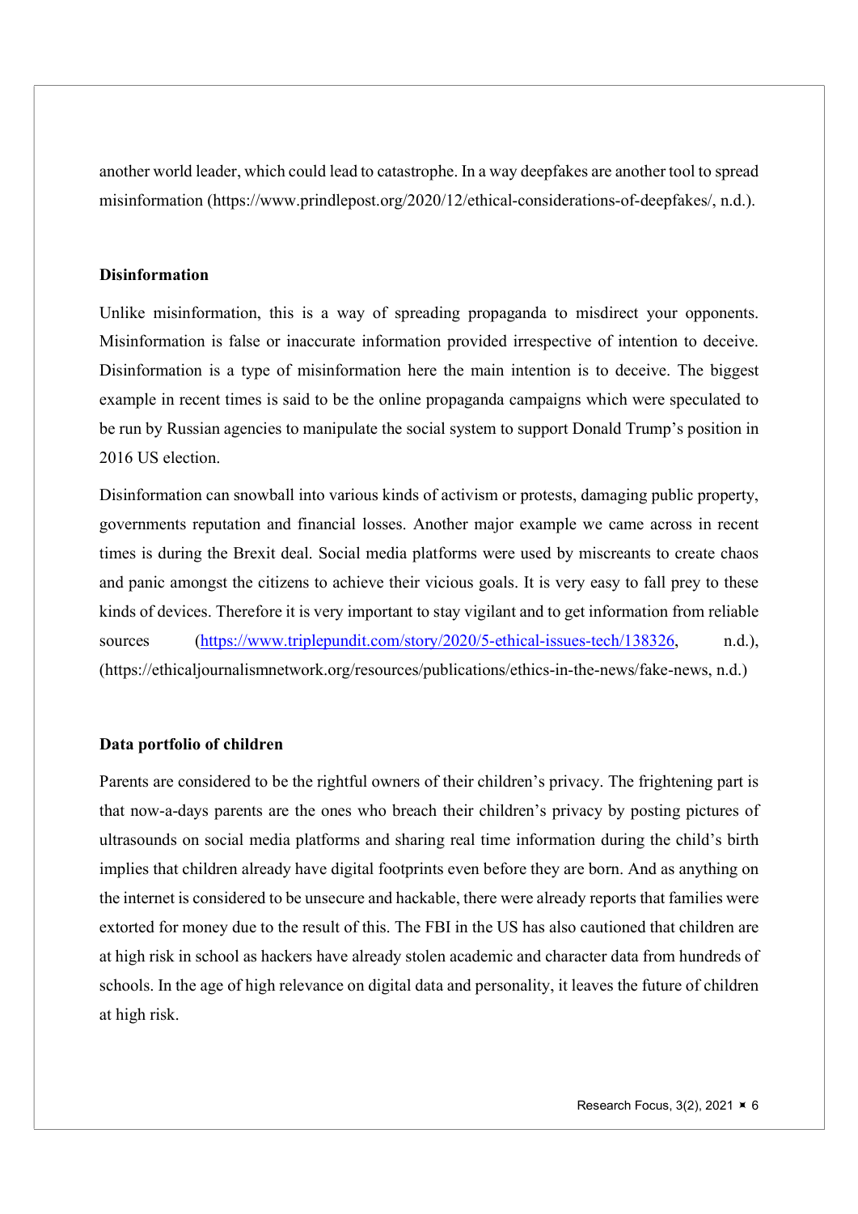another world leader, which could lead to catastrophe. In a way deepfakes are another tool to spread misinformation (https://www.prindlepost.org/2020/12/ethical-considerations-of-deepfakes/, n.d.).

**Disinformation**

Unlike misinformation, this is a way of spreading propaganda to misdirect your opponents. Misinformation is false or inaccurate information provided irrespective of intention to deceive. Disinformation is a type of misinformation here the main intention is to deceive. The biggest example in recent times is said to be the online propaganda campaigns which were speculated to be run by Russian agencies to manipulate the social system to support Donald Trump's position in 2016 US election.

Disinformation can snowball into various kinds of activism or protests, damaging public property, governments reputation and financial losses. Another major example we came across in recent times is during the Brexit deal. Social media platforms were used by miscreants to create chaos and panic amongst the citizens to achieve their vicious goals. It is very easy to fall prey to these kinds of devices. Therefore it is very important to stay vigilant and to get information from reliable sources (https://www.triplepundit.com/story/2020/5-ethical-issues-tech/138326, n.d.), (https://ethicaljournalismnetwork.org/resources/publications/ethics-in-the-news/fake-news, n.d.)

**Data portfolio of children**

Parents are considered to be the rightful owners of their children's privacy. The frightening part is that now-a-days parents are the ones who breach their children's privacy by posting pictures of ultrasounds on social media platforms and sharing real time information during the child's birth implies that children already have digital footprints even before they are born. And as anything on the internet is considered to be unsecure and hackable, there were already reports that families were extorted for money due to the result of this. The FBI in the US has also cautioned that children are at high risk in school as hackers have already stolen academic and character data from hundreds of schools. In the age of high relevance on digital data and personality, it leaves the future of children at high risk.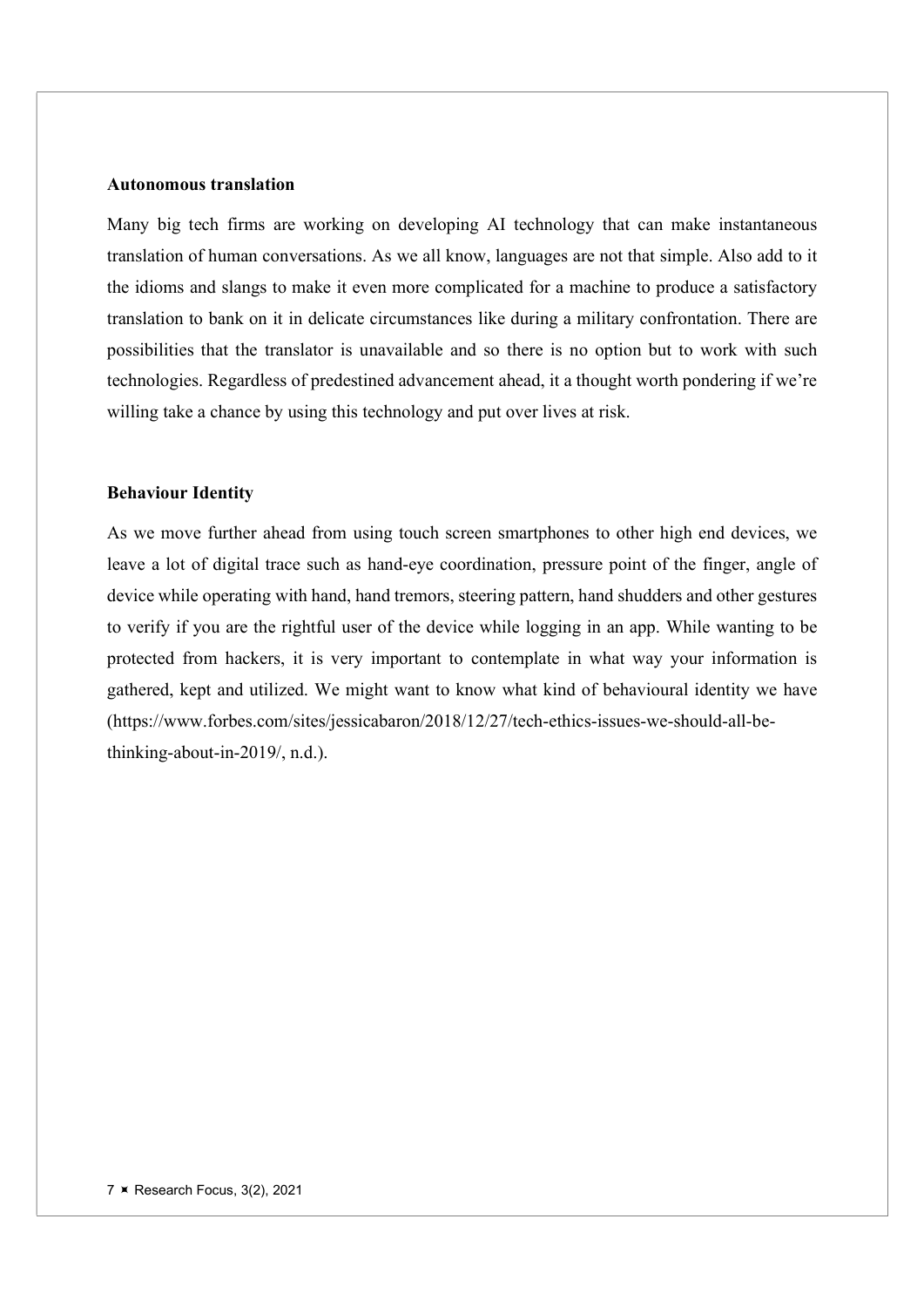**Autonomous translation**

Many big tech firms are working on developing AI technology that can make instantaneous translation of human conversations. As we all know, languages are not that simple. Also add to it the idioms and slangs to make it even more complicated for a machine to produce a satisfactory translation to bank on it in delicate circumstances like during a military confrontation. There are possibilities that the translator is unavailable and so there is no option but to work with such technologies. Regardless of predestined advancement ahead, it a thought worth pondering if we're willing take a chance by using this technology and put over lives at risk.

**Behaviour Identity**

As we move further ahead from using touch screen smartphones to other high end devices, we leave a lot of digital trace such as hand-eye coordination, pressure point of the finger, angle of device while operating with hand, hand tremors, steering pattern, hand shudders and other gestures to verify if you are the rightful user of the device while logging in an app. While wanting to be protected from hackers, it is very important to contemplate in what way your information is gathered, kept and utilized. We might want to know what kind of behavioural identity we have (https://www.forbes.com/sites/jessicabaron/2018/12/27/tech-ethics-issues-we-should-all-be-thinking-about-in-2019/, n.d.).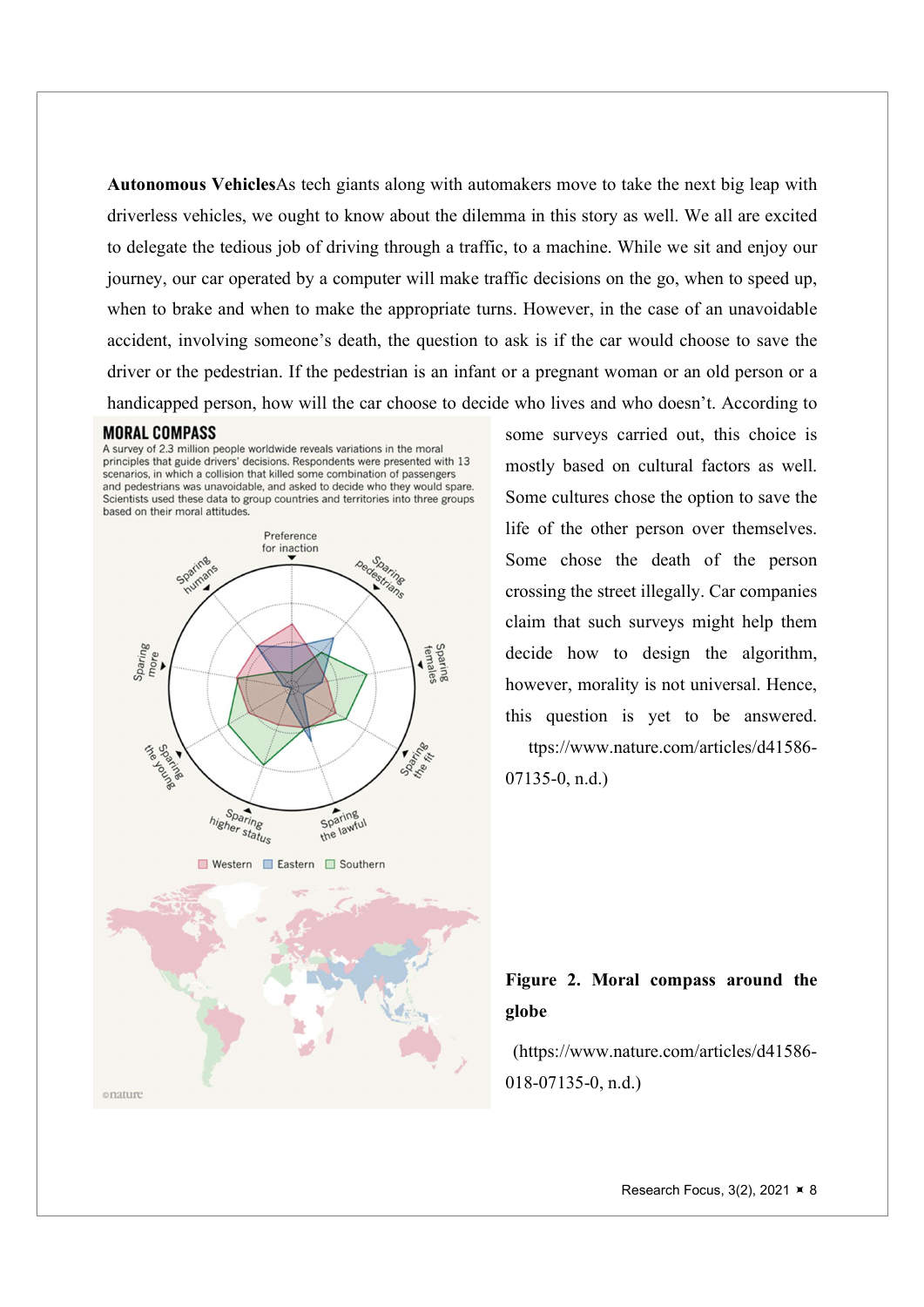**Autonomous Vehicles**As tech giants along with automakers move to take the next big leap with driverless vehicles, we ought to know about the dilemma in this story as well. We all are excited to delegate the tedious job of driving through a traffic, to a machine. While we sit and enjoy our journey, our car operated by a computer will make traffic decisions on the go, when to speed up, when to brake and when to make the appropriate turns. However, in the case of an unavoidable accident, involving someone's death, the question to ask is if the car would choose to save the driver or the pedestrian. If the pedestrian is an infant or a pregnant woman or an old person or a handicapped person, how will the car choose to decide who lives and who doesn't. According to some surveys carried out, this choice is mostly based on cultural factors as well. Some cultures chose the option to save the life of the other person over themselves. Some chose the death of the person crossing the street illegally. Car companies claim that such surveys might help them decide how to design the algorithm, however, morality is not universal. Hence, this question is yet to be answered. ttps://www.nature.com/articles/d41586-07135-0, n.d.)

MORAL COMPASS

A survey of 2.3 million people worldwide reveals variations in the moral principles that guide drivers' decisions. Respondents were presented with 13 scenarios, in which a collision that killed some combination of passengers and pedestrians was unavoidable, and asked to decide who they would spare. Scientists used these data to group countries and territories into three groups based on their moral attitudes.

Preference for inaction

Sparing pedestrians

Sparing females

Sparing the fit

Sparing the lawful

Sparing higher status

Sparing the young

Sparing more

Sparing humans

Western Eastern Southern

©nature

**Figure 2. Moral compass around the globe**

(https://www.nature.com/articles/d41586-018-07135-0, n.d.)